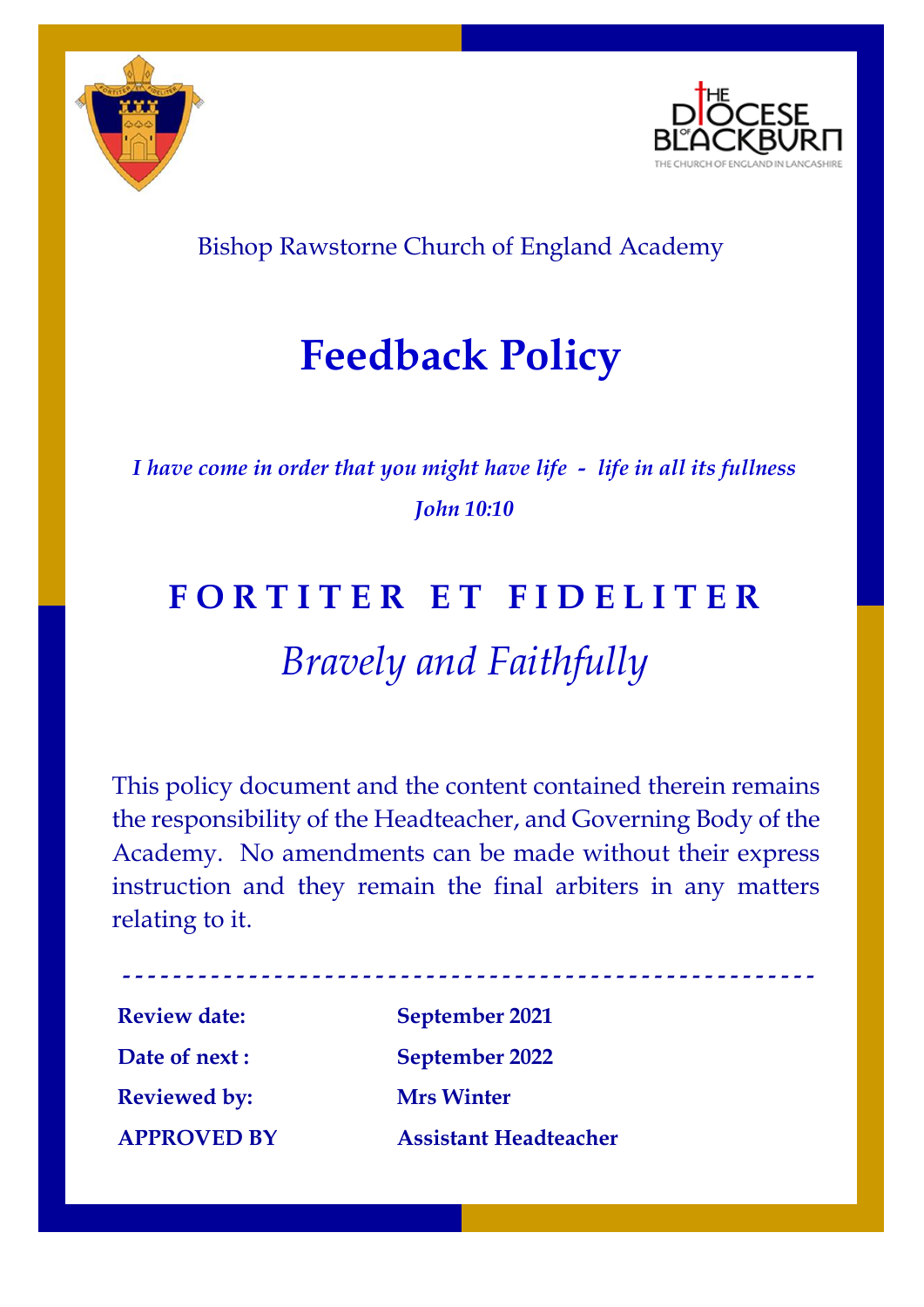Bishop Rawstorne Church of England Academy

# Feedback Policy

*I have come in order that you might have life - life in all its fullness*

*John 10:10*

**F O R T I T E R E T F I D E L I T E R**

*Bravely and Faithfully*

This policy document and the content contained therein remains the responsibility of the Headteacher, and Governing Body of the Academy. No amendments can be made without their express instruction and they remain the final arbiters in any matters relating to it.

| | |
|---|---|
| **Review date:** | **September 2021** |
| **Date of next :** | **September 2022** |
| **Reviewed by:** | **Mrs Winter** |
| **APPROVED BY** | **Assistant Headteacher** |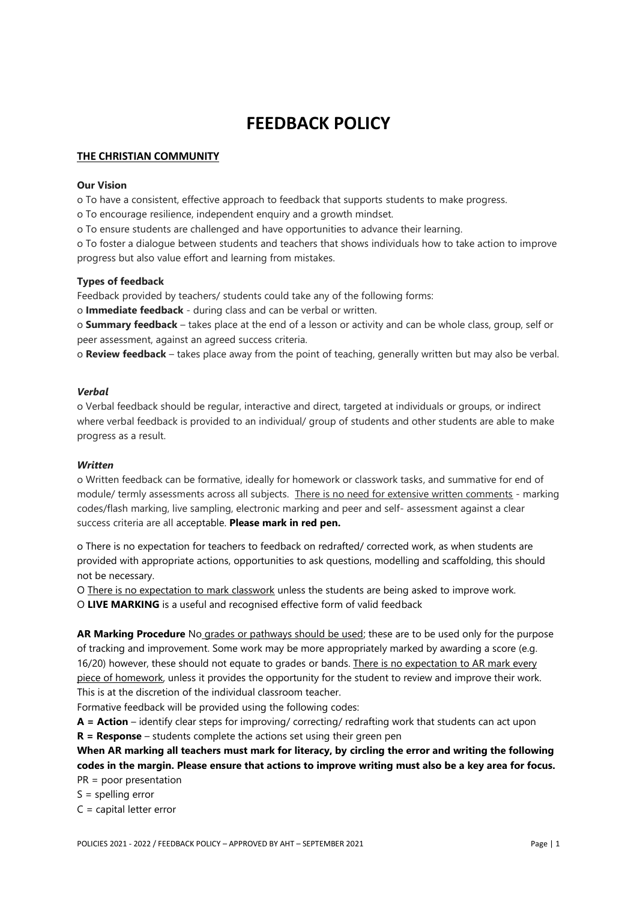# FEEDBACK POLICY

**THE CHRISTIAN COMMUNITY**

**Our Vision**

o To have a consistent, effective approach to feedback that supports students to make progress.

o To encourage resilience, independent enquiry and a growth mindset.

o To ensure students are challenged and have opportunities to advance their learning.

o To foster a dialogue between students and teachers that shows individuals how to take action to improve progress but also value effort and learning from mistakes.

**Types of feedback**

Feedback provided by teachers/ students could take any of the following forms:

o **Immediate feedback** - during class and can be verbal or written.

o **Summary feedback** – takes place at the end of a lesson or activity and can be whole class, group, self or peer assessment, against an agreed success criteria.

o **Review feedback** – takes place away from the point of teaching, generally written but may also be verbal.

***Verbal***

o Verbal feedback should be regular, interactive and direct, targeted at individuals or groups, or indirect where verbal feedback is provided to an individual/ group of students and other students are able to make progress as a result.

***Written***

o Written feedback can be formative, ideally for homework or classwork tasks, and summative for end of module/ termly assessments across all subjects. There is no need for extensive written comments - marking codes/flash marking, live sampling, electronic marking and peer and self- assessment against a clear success criteria are all acceptable. **Please mark in red pen.**

o There is no expectation for teachers to feedback on redrafted/ corrected work, as when students are provided with appropriate actions, opportunities to ask questions, modelling and scaffolding, this should not be necessary.

O There is no expectation to mark classwork unless the students are being asked to improve work.

O **LIVE MARKING** is a useful and recognised effective form of valid feedback

**AR Marking Procedure** No grades or pathways should be used; these are to be used only for the purpose of tracking and improvement. Some work may be more appropriately marked by awarding a score (e.g. 16/20) however, these should not equate to grades or bands. There is no expectation to AR mark every piece of homework, unless it provides the opportunity for the student to review and improve their work. This is at the discretion of the individual classroom teacher.

Formative feedback will be provided using the following codes:

**A = Action** – identify clear steps for improving/ correcting/ redrafting work that students can act upon

**R = Response** – students complete the actions set using their green pen

**When AR marking all teachers must mark for literacy, by circling the error and writing the following codes in the margin. Please ensure that actions to improve writing must also be a key area for focus.**

PR = poor presentation

S = spelling error

C = capital letter error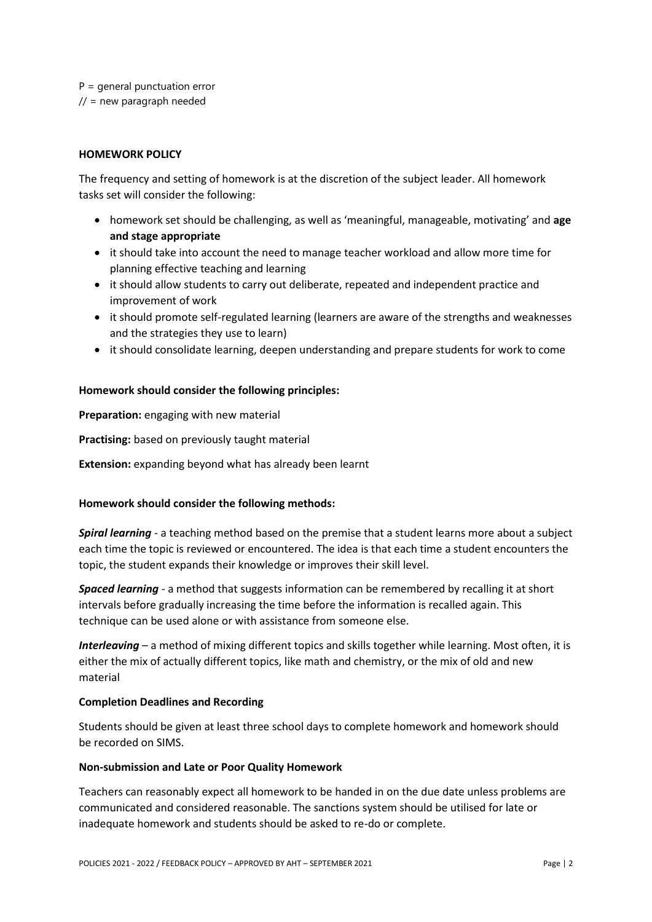P = general punctuation error
// = new paragraph needed

**HOMEWORK POLICY**

The frequency and setting of homework is at the discretion of the subject leader. All homework tasks set will consider the following:

- homework set should be challenging, as well as 'meaningful, manageable, motivating' and **age and stage appropriate**
- it should take into account the need to manage teacher workload and allow more time for planning effective teaching and learning
- it should allow students to carry out deliberate, repeated and independent practice and improvement of work
- it should promote self-regulated learning (learners are aware of the strengths and weaknesses and the strategies they use to learn)
- it should consolidate learning, deepen understanding and prepare students for work to come

**Homework should consider the following principles:**

**Preparation:** engaging with new material

**Practising:** based on previously taught material

**Extension:** expanding beyond what has already been learnt

**Homework should consider the following methods:**

***Spiral learning*** - a teaching method based on the premise that a student learns more about a subject each time the topic is reviewed or encountered. The idea is that each time a student encounters the topic, the student expands their knowledge or improves their skill level.

***Spaced learning*** - a method that suggests information can be remembered by recalling it at short intervals before gradually increasing the time before the information is recalled again. This technique can be used alone or with assistance from someone else.

***Interleaving*** – a method of mixing different topics and skills together while learning. Most often, it is either the mix of actually different topics, like math and chemistry, or the mix of old and new material

**Completion Deadlines and Recording**

Students should be given at least three school days to complete homework and homework should be recorded on SIMS.

**Non-submission and Late or Poor Quality Homework**

Teachers can reasonably expect all homework to be handed in on the due date unless problems are communicated and considered reasonable. The sanctions system should be utilised for late or inadequate homework and students should be asked to re-do or complete.